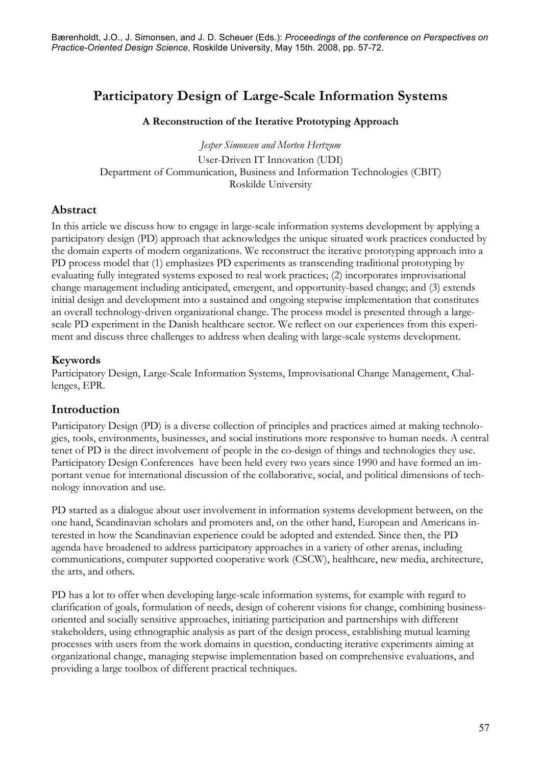Bærenholdt, J.O., J. Simonsen, and J. D. Scheuer (Eds.): *Proceedings of the conference on Perspectives on Practice-Oriented Design Science*, Roskilde University, May 15th. 2008, pp. 57-72.

# Participatory Design of Large-Scale Information Systems

**A Reconstruction of the Iterative Prototyping Approach**

*Jesper Simonsen and Morten Hertzum*

User-Driven IT Innovation (UDI)
Department of Communication, Business and Information Technologies (CBIT)
Roskilde University

## Abstract

In this article we discuss how to engage in large-scale information systems development by applying a participatory design (PD) approach that acknowledges the unique situated work practices conducted by the domain experts of modern organizations. We reconstruct the iterative prototyping approach into a PD process model that (1) emphasizes PD experiments as transcending traditional prototyping by evaluating fully integrated systems exposed to real work practices; (2) incorporates improvisational change management including anticipated, emergent, and opportunity-based change; and (3) extends initial design and development into a sustained and ongoing stepwise implementation that constitutes an overall technology-driven organizational change. The process model is presented through a large-scale PD experiment in the Danish healthcare sector. We reflect on our experiences from this experiment and discuss three challenges to address when dealing with large-scale systems development.

### Keywords

Participatory Design, Large-Scale Information Systems, Improvisational Change Management, Challenges, EPR.

## Introduction

Participatory Design (PD) is a diverse collection of principles and practices aimed at making technologies, tools, environments, businesses, and social institutions more responsive to human needs. A central tenet of PD is the direct involvement of people in the co-design of things and technologies they use. Participatory Design Conferences have been held every two years since 1990 and have formed an important venue for international discussion of the collaborative, social, and political dimensions of technology innovation and use.

PD started as a dialogue about user involvement in information systems development between, on the one hand, Scandinavian scholars and promoters and, on the other hand, European and Americans interested in how the Scandinavian experience could be adopted and extended. Since then, the PD agenda have broadened to address participatory approaches in a variety of other arenas, including communications, computer supported cooperative work (CSCW), healthcare, new media, architecture, the arts, and others.

PD has a lot to offer when developing large-scale information systems, for example with regard to clarification of goals, formulation of needs, design of coherent visions for change, combining business-oriented and socially sensitive approaches, initiating participation and partnerships with different stakeholders, using ethnographic analysis as part of the design process, establishing mutual learning processes with users from the work domains in question, conducting iterative experiments aiming at organizational change, managing stepwise implementation based on comprehensive evaluations, and providing a large toolbox of different practical techniques.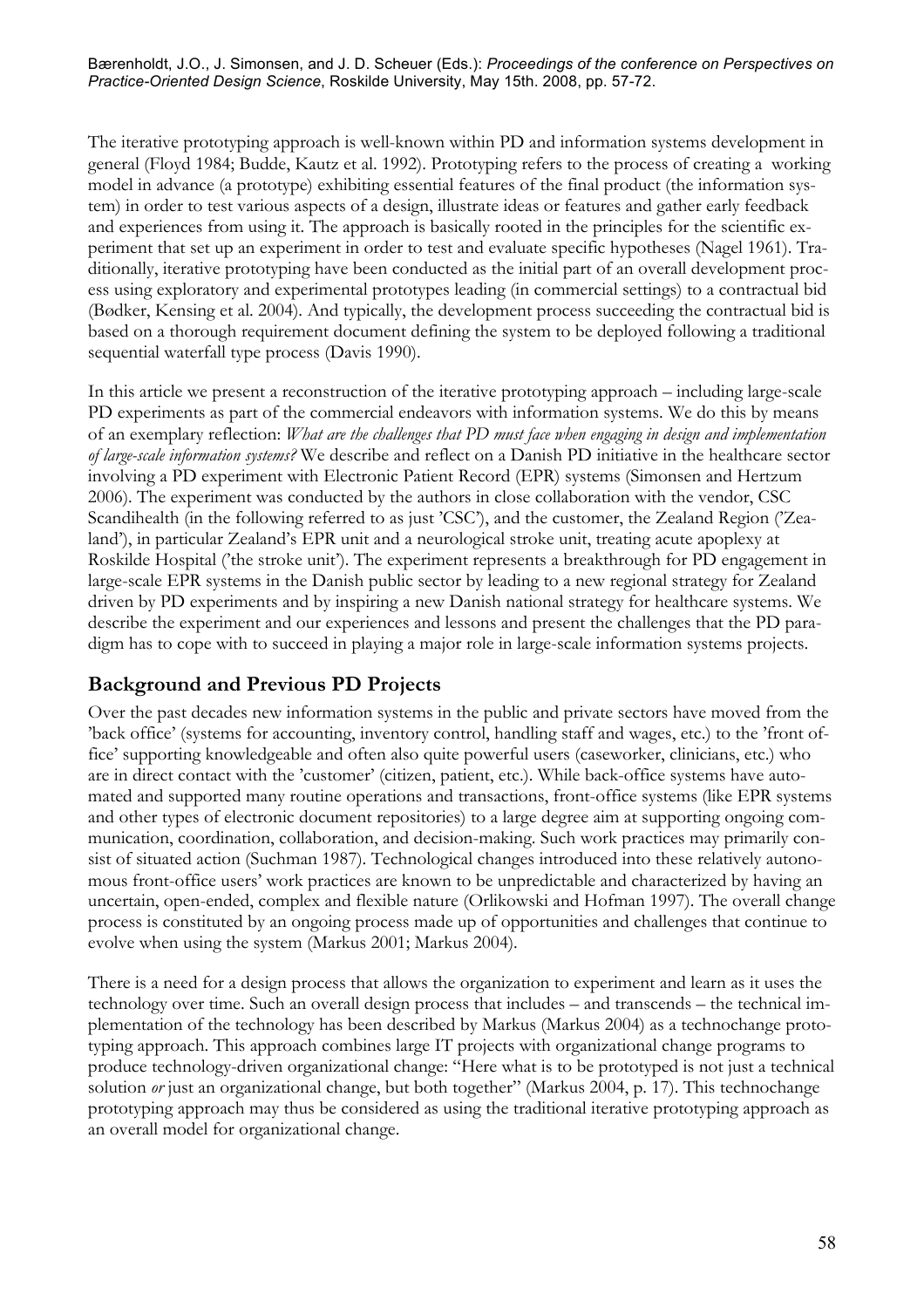The iterative prototyping approach is well-known within PD and information systems development in general (Floyd 1984; Budde, Kautz et al. 1992). Prototyping refers to the process of creating a working model in advance (a prototype) exhibiting essential features of the final product (the information system) in order to test various aspects of a design, illustrate ideas or features and gather early feedback and experiences from using it. The approach is basically rooted in the principles for the scientific experiment that set up an experiment in order to test and evaluate specific hypotheses (Nagel 1961). Traditionally, iterative prototyping have been conducted as the initial part of an overall development process using exploratory and experimental prototypes leading (in commercial settings) to a contractual bid (Bødker, Kensing et al. 2004). And typically, the development process succeeding the contractual bid is based on a thorough requirement document defining the system to be deployed following a traditional sequential waterfall type process (Davis 1990).

In this article we present a reconstruction of the iterative prototyping approach – including large-scale PD experiments as part of the commercial endeavors with information systems. We do this by means of an exemplary reflection: *What are the challenges that PD must face when engaging in design and implementation of large-scale information systems?* We describe and reflect on a Danish PD initiative in the healthcare sector involving a PD experiment with Electronic Patient Record (EPR) systems (Simonsen and Hertzum 2006). The experiment was conducted by the authors in close collaboration with the vendor, CSC Scandihealth (in the following referred to as just 'CSC'), and the customer, the Zealand Region ('Zealand'), in particular Zealand's EPR unit and a neurological stroke unit, treating acute apoplexy at Roskilde Hospital ('the stroke unit'). The experiment represents a breakthrough for PD engagement in large-scale EPR systems in the Danish public sector by leading to a new regional strategy for Zealand driven by PD experiments and by inspiring a new Danish national strategy for healthcare systems. We describe the experiment and our experiences and lessons and present the challenges that the PD paradigm has to cope with to succeed in playing a major role in large-scale information systems projects.

## Background and Previous PD Projects

Over the past decades new information systems in the public and private sectors have moved from the 'back office' (systems for accounting, inventory control, handling staff and wages, etc.) to the 'front office' supporting knowledgeable and often also quite powerful users (caseworker, clinicians, etc.) who are in direct contact with the 'customer' (citizen, patient, etc.). While back-office systems have automated and supported many routine operations and transactions, front-office systems (like EPR systems and other types of electronic document repositories) to a large degree aim at supporting ongoing communication, coordination, collaboration, and decision-making. Such work practices may primarily consist of situated action (Suchman 1987). Technological changes introduced into these relatively autonomous front-office users' work practices are known to be unpredictable and characterized by having an uncertain, open-ended, complex and flexible nature (Orlikowski and Hofman 1997). The overall change process is constituted by an ongoing process made up of opportunities and challenges that continue to evolve when using the system (Markus 2001; Markus 2004).

There is a need for a design process that allows the organization to experiment and learn as it uses the technology over time. Such an overall design process that includes – and transcends – the technical implementation of the technology has been described by Markus (Markus 2004) as a technochange prototyping approach. This approach combines large IT projects with organizational change programs to produce technology-driven organizational change: "Here what is to be prototyped is not just a technical solution *or* just an organizational change, but both together" (Markus 2004, p. 17). This technochange prototyping approach may thus be considered as using the traditional iterative prototyping approach as an overall model for organizational change.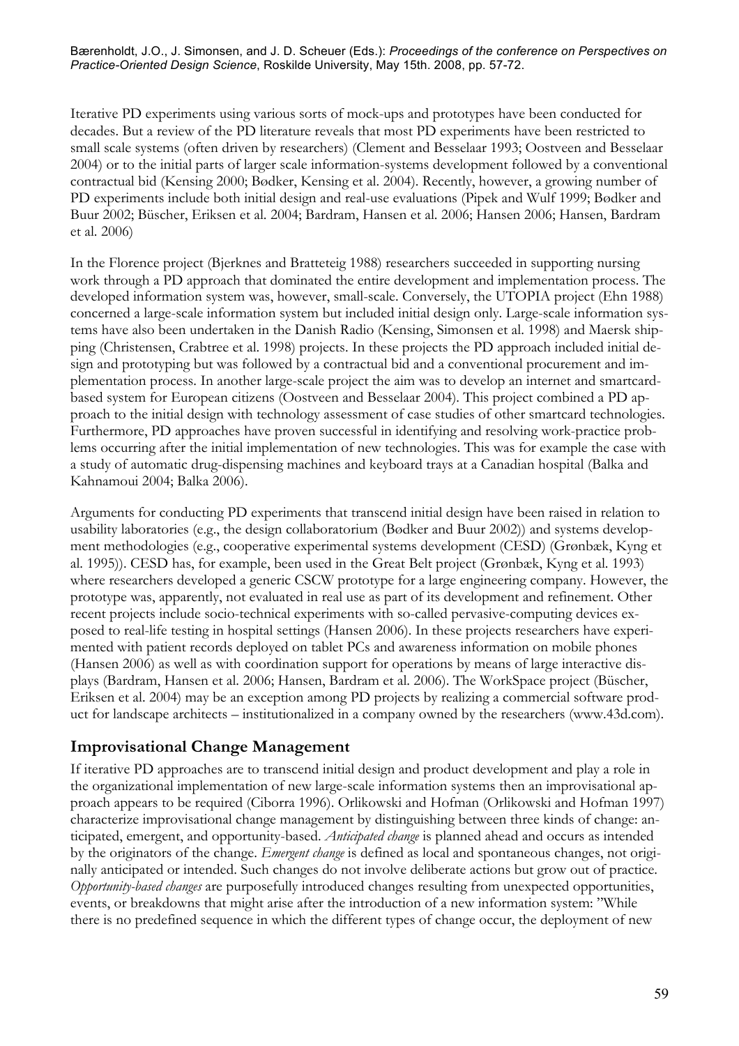Iterative PD experiments using various sorts of mock-ups and prototypes have been conducted for decades. But a review of the PD literature reveals that most PD experiments have been restricted to small scale systems (often driven by researchers) (Clement and Besselaar 1993; Oostveen and Besselaar 2004) or to the initial parts of larger scale information-systems development followed by a conventional contractual bid (Kensing 2000; Bødker, Kensing et al. 2004). Recently, however, a growing number of PD experiments include both initial design and real-use evaluations (Pipek and Wulf 1999; Bødker and Buur 2002; Büscher, Eriksen et al. 2004; Bardram, Hansen et al. 2006; Hansen 2006; Hansen, Bardram et al. 2006)

In the Florence project (Bjerknes and Bratteteig 1988) researchers succeeded in supporting nursing work through a PD approach that dominated the entire development and implementation process. The developed information system was, however, small-scale. Conversely, the UTOPIA project (Ehn 1988) concerned a large-scale information system but included initial design only. Large-scale information systems have also been undertaken in the Danish Radio (Kensing, Simonsen et al. 1998) and Maersk shipping (Christensen, Crabtree et al. 1998) projects. In these projects the PD approach included initial design and prototyping but was followed by a contractual bid and a conventional procurement and implementation process. In another large-scale project the aim was to develop an internet and smartcard-based system for European citizens (Oostveen and Besselaar 2004). This project combined a PD approach to the initial design with technology assessment of case studies of other smartcard technologies. Furthermore, PD approaches have proven successful in identifying and resolving work-practice problems occurring after the initial implementation of new technologies. This was for example the case with a study of automatic drug-dispensing machines and keyboard trays at a Canadian hospital (Balka and Kahnamoui 2004; Balka 2006).

Arguments for conducting PD experiments that transcend initial design have been raised in relation to usability laboratories (e.g., the design collaboratorium (Bødker and Buur 2002)) and systems development methodologies (e.g., cooperative experimental systems development (CESD) (Grønbæk, Kyng et al. 1995)). CESD has, for example, been used in the Great Belt project (Grønbæk, Kyng et al. 1993) where researchers developed a generic CSCW prototype for a large engineering company. However, the prototype was, apparently, not evaluated in real use as part of its development and refinement. Other recent projects include socio-technical experiments with so-called pervasive-computing devices exposed to real-life testing in hospital settings (Hansen 2006). In these projects researchers have experimented with patient records deployed on tablet PCs and awareness information on mobile phones (Hansen 2006) as well as with coordination support for operations by means of large interactive displays (Bardram, Hansen et al. 2006; Hansen, Bardram et al. 2006). The WorkSpace project (Büscher, Eriksen et al. 2004) may be an exception among PD projects by realizing a commercial software product for landscape architects – institutionalized in a company owned by the researchers (www.43d.com).

## Improvisational Change Management

If iterative PD approaches are to transcend initial design and product development and play a role in the organizational implementation of new large-scale information systems then an improvisational approach appears to be required (Ciborra 1996). Orlikowski and Hofman (Orlikowski and Hofman 1997) characterize improvisational change management by distinguishing between three kinds of change: anticipated, emergent, and opportunity-based. *Anticipated change* is planned ahead and occurs as intended by the originators of the change. *Emergent change* is defined as local and spontaneous changes, not originally anticipated or intended. Such changes do not involve deliberate actions but grow out of practice. *Opportunity-based changes* are purposefully introduced changes resulting from unexpected opportunities, events, or breakdowns that might arise after the introduction of a new information system: "While there is no predefined sequence in which the different types of change occur, the deployment of new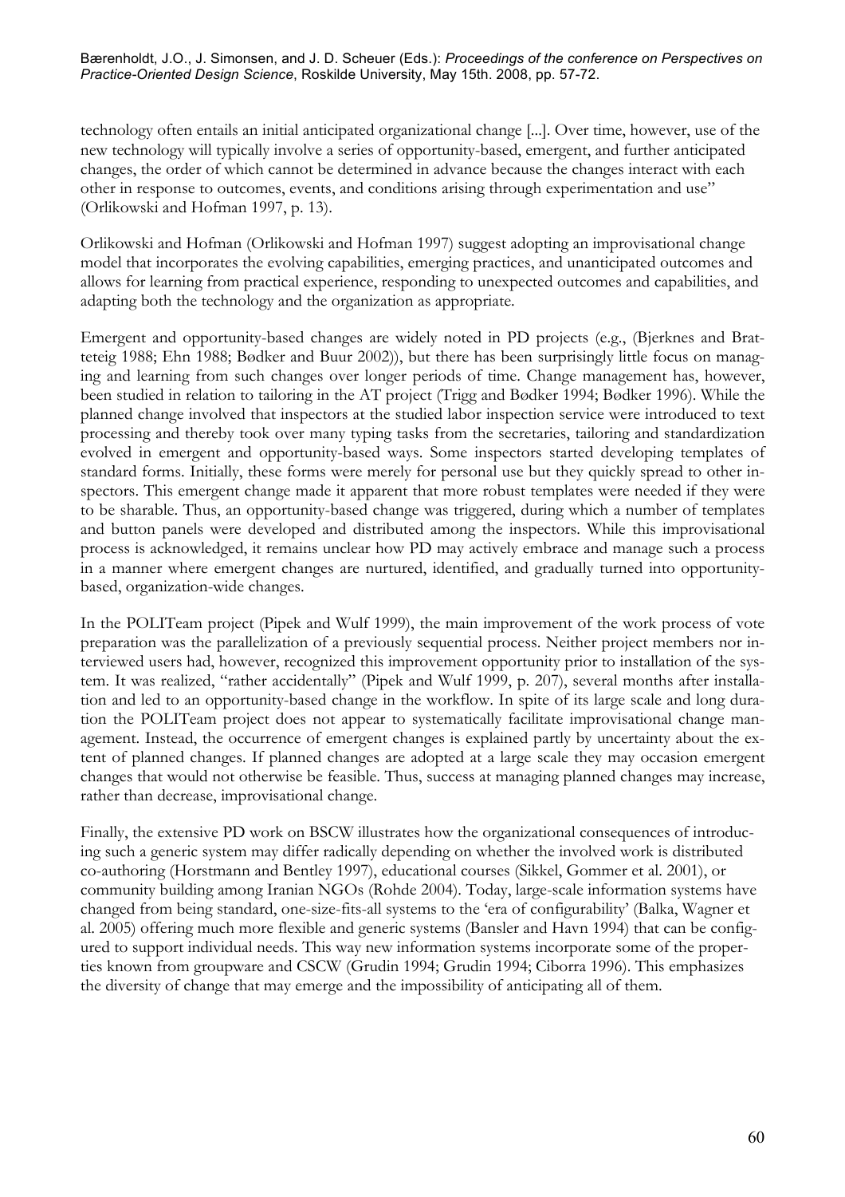technology often entails an initial anticipated organizational change [...]. Over time, however, use of the new technology will typically involve a series of opportunity-based, emergent, and further anticipated changes, the order of which cannot be determined in advance because the changes interact with each other in response to outcomes, events, and conditions arising through experimentation and use" (Orlikowski and Hofman 1997, p. 13).

Orlikowski and Hofman (Orlikowski and Hofman 1997) suggest adopting an improvisational change model that incorporates the evolving capabilities, emerging practices, and unanticipated outcomes and allows for learning from practical experience, responding to unexpected outcomes and capabilities, and adapting both the technology and the organization as appropriate.

Emergent and opportunity-based changes are widely noted in PD projects (e.g., (Bjerknes and Bratteteig 1988; Ehn 1988; Bødker and Buur 2002)), but there has been surprisingly little focus on managing and learning from such changes over longer periods of time. Change management has, however, been studied in relation to tailoring in the AT project (Trigg and Bødker 1994; Bødker 1996). While the planned change involved that inspectors at the studied labor inspection service were introduced to text processing and thereby took over many typing tasks from the secretaries, tailoring and standardization evolved in emergent and opportunity-based ways. Some inspectors started developing templates of standard forms. Initially, these forms were merely for personal use but they quickly spread to other inspectors. This emergent change made it apparent that more robust templates were needed if they were to be sharable. Thus, an opportunity-based change was triggered, during which a number of templates and button panels were developed and distributed among the inspectors. While this improvisational process is acknowledged, it remains unclear how PD may actively embrace and manage such a process in a manner where emergent changes are nurtured, identified, and gradually turned into opportunity-based, organization-wide changes.

In the POLITeam project (Pipek and Wulf 1999), the main improvement of the work process of vote preparation was the parallelization of a previously sequential process. Neither project members nor interviewed users had, however, recognized this improvement opportunity prior to installation of the system. It was realized, "rather accidentally" (Pipek and Wulf 1999, p. 207), several months after installation and led to an opportunity-based change in the workflow. In spite of its large scale and long duration the POLITeam project does not appear to systematically facilitate improvisational change management. Instead, the occurrence of emergent changes is explained partly by uncertainty about the extent of planned changes. If planned changes are adopted at a large scale they may occasion emergent changes that would not otherwise be feasible. Thus, success at managing planned changes may increase, rather than decrease, improvisational change.

Finally, the extensive PD work on BSCW illustrates how the organizational consequences of introducing such a generic system may differ radically depending on whether the involved work is distributed co-authoring (Horstmann and Bentley 1997), educational courses (Sikkel, Gommer et al. 2001), or community building among Iranian NGOs (Rohde 2004). Today, large-scale information systems have changed from being standard, one-size-fits-all systems to the 'era of configurability' (Balka, Wagner et al. 2005) offering much more flexible and generic systems (Bansler and Havn 1994) that can be configured to support individual needs. This way new information systems incorporate some of the properties known from groupware and CSCW (Grudin 1994; Grudin 1994; Ciborra 1996). This emphasizes the diversity of change that may emerge and the impossibility of anticipating all of them.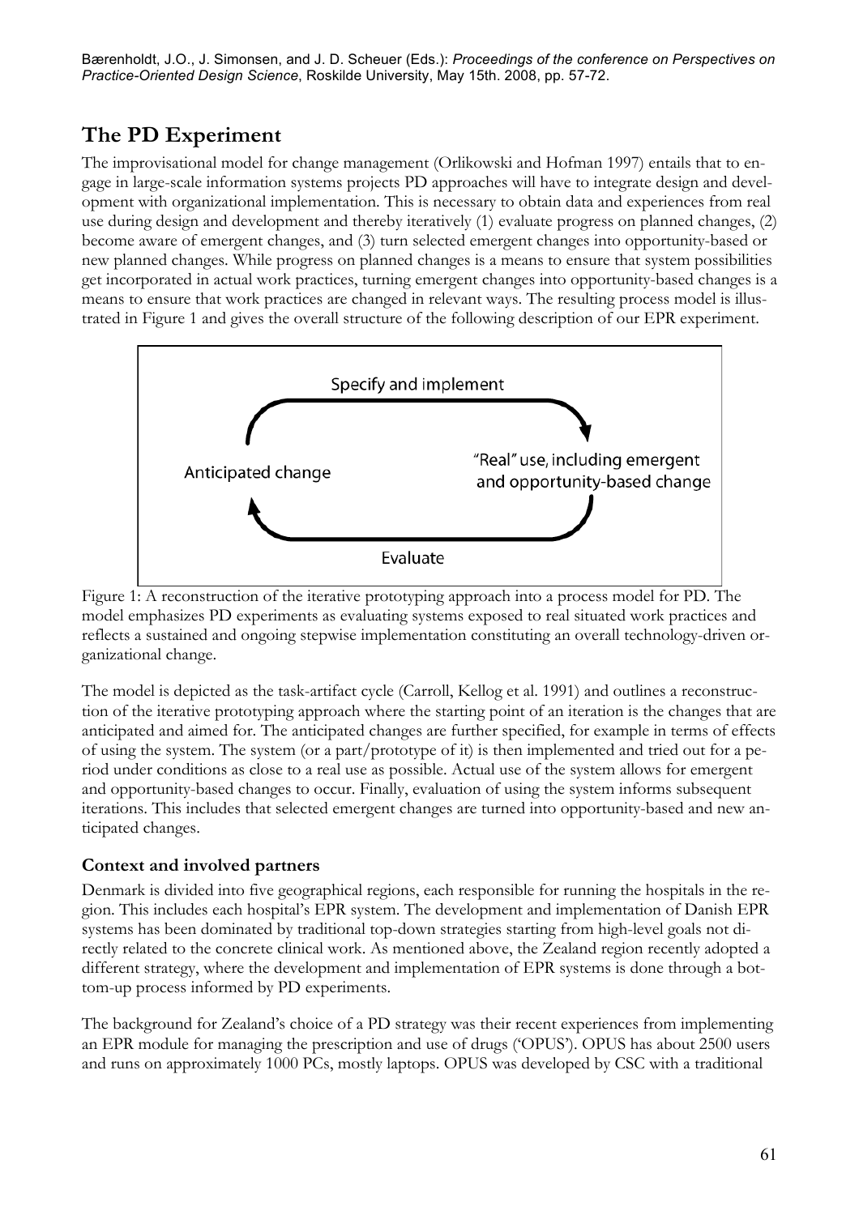## The PD Experiment

The improvisational model for change management (Orlikowski and Hofman 1997) entails that to engage in large-scale information systems projects PD approaches will have to integrate design and development with organizational implementation. This is necessary to obtain data and experiences from real use during design and development and thereby iteratively (1) evaluate progress on planned changes, (2) become aware of emergent changes, and (3) turn selected emergent changes into opportunity-based or new planned changes. While progress on planned changes is a means to ensure that system possibilities get incorporated in actual work practices, turning emergent changes into opportunity-based changes is a means to ensure that work practices are changed in relevant ways. The resulting process model is illustrated in Figure 1 and gives the overall structure of the following description of our EPR experiment.

Specify and implement

Anticipated change

"Real" use, including emergent and opportunity-based change

Evaluate

Figure 1: A reconstruction of the iterative prototyping approach into a process model for PD. The model emphasizes PD experiments as evaluating systems exposed to real situated work practices and reflects a sustained and ongoing stepwise implementation constituting an overall technology-driven organizational change.

The model is depicted as the task-artifact cycle (Carroll, Kellog et al. 1991) and outlines a reconstruction of the iterative prototyping approach where the starting point of an iteration is the changes that are anticipated and aimed for. The anticipated changes are further specified, for example in terms of effects of using the system. The system (or a part/prototype of it) is then implemented and tried out for a period under conditions as close to a real use as possible. Actual use of the system allows for emergent and opportunity-based changes to occur. Finally, evaluation of using the system informs subsequent iterations. This includes that selected emergent changes are turned into opportunity-based and new anticipated changes.

### Context and involved partners

Denmark is divided into five geographical regions, each responsible for running the hospitals in the region. This includes each hospital's EPR system. The development and implementation of Danish EPR systems has been dominated by traditional top-down strategies starting from high-level goals not directly related to the concrete clinical work. As mentioned above, the Zealand region recently adopted a different strategy, where the development and implementation of EPR systems is done through a bottom-up process informed by PD experiments.

The background for Zealand's choice of a PD strategy was their recent experiences from implementing an EPR module for managing the prescription and use of drugs ('OPUS'). OPUS has about 2500 users and runs on approximately 1000 PCs, mostly laptops. OPUS was developed by CSC with a traditional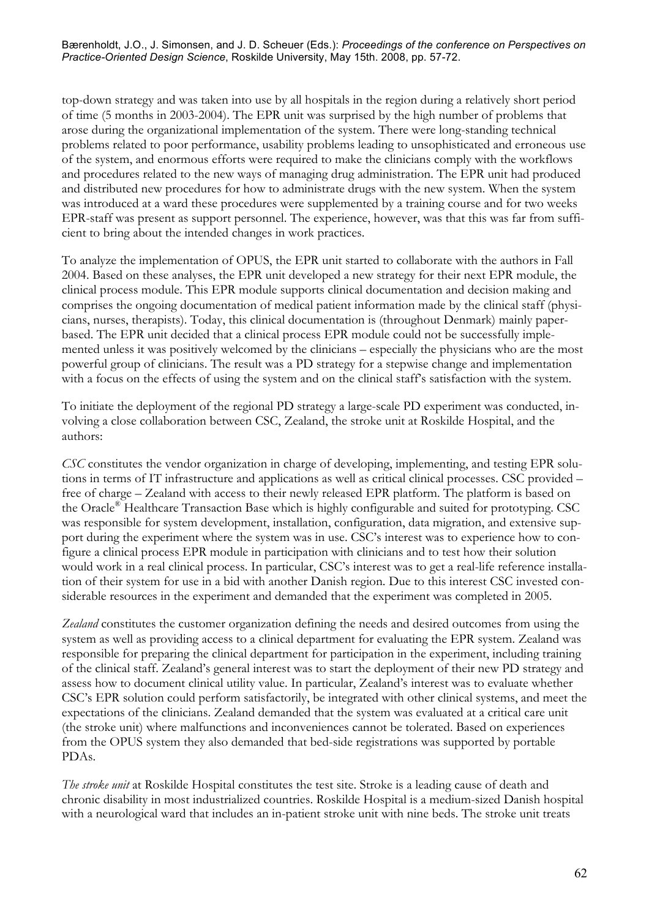top-down strategy and was taken into use by all hospitals in the region during a relatively short period of time (5 months in 2003-2004). The EPR unit was surprised by the high number of problems that arose during the organizational implementation of the system. There were long-standing technical problems related to poor performance, usability problems leading to unsophisticated and erroneous use of the system, and enormous efforts were required to make the clinicians comply with the workflows and procedures related to the new ways of managing drug administration. The EPR unit had produced and distributed new procedures for how to administrate drugs with the new system. When the system was introduced at a ward these procedures were supplemented by a training course and for two weeks EPR-staff was present as support personnel. The experience, however, was that this was far from sufficient to bring about the intended changes in work practices.

To analyze the implementation of OPUS, the EPR unit started to collaborate with the authors in Fall 2004. Based on these analyses, the EPR unit developed a new strategy for their next EPR module, the clinical process module. This EPR module supports clinical documentation and decision making and comprises the ongoing documentation of medical patient information made by the clinical staff (physicians, nurses, therapists). Today, this clinical documentation is (throughout Denmark) mainly paper-based. The EPR unit decided that a clinical process EPR module could not be successfully implemented unless it was positively welcomed by the clinicians – especially the physicians who are the most powerful group of clinicians. The result was a PD strategy for a stepwise change and implementation with a focus on the effects of using the system and on the clinical staff's satisfaction with the system.

To initiate the deployment of the regional PD strategy a large-scale PD experiment was conducted, involving a close collaboration between CSC, Zealand, the stroke unit at Roskilde Hospital, and the authors:

*CSC* constitutes the vendor organization in charge of developing, implementing, and testing EPR solutions in terms of IT infrastructure and applications as well as critical clinical processes. CSC provided – free of charge – Zealand with access to their newly released EPR platform. The platform is based on the Oracle® Healthcare Transaction Base which is highly configurable and suited for prototyping. CSC was responsible for system development, installation, configuration, data migration, and extensive support during the experiment where the system was in use. CSC's interest was to experience how to configure a clinical process EPR module in participation with clinicians and to test how their solution would work in a real clinical process. In particular, CSC's interest was to get a real-life reference installation of their system for use in a bid with another Danish region. Due to this interest CSC invested considerable resources in the experiment and demanded that the experiment was completed in 2005.

*Zealand* constitutes the customer organization defining the needs and desired outcomes from using the system as well as providing access to a clinical department for evaluating the EPR system. Zealand was responsible for preparing the clinical department for participation in the experiment, including training of the clinical staff. Zealand's general interest was to start the deployment of their new PD strategy and assess how to document clinical utility value. In particular, Zealand's interest was to evaluate whether CSC's EPR solution could perform satisfactorily, be integrated with other clinical systems, and meet the expectations of the clinicians. Zealand demanded that the system was evaluated at a critical care unit (the stroke unit) where malfunctions and inconveniences cannot be tolerated. Based on experiences from the OPUS system they also demanded that bed-side registrations was supported by portable PDAs.

*The stroke unit* at Roskilde Hospital constitutes the test site. Stroke is a leading cause of death and chronic disability in most industrialized countries. Roskilde Hospital is a medium-sized Danish hospital with a neurological ward that includes an in-patient stroke unit with nine beds. The stroke unit treats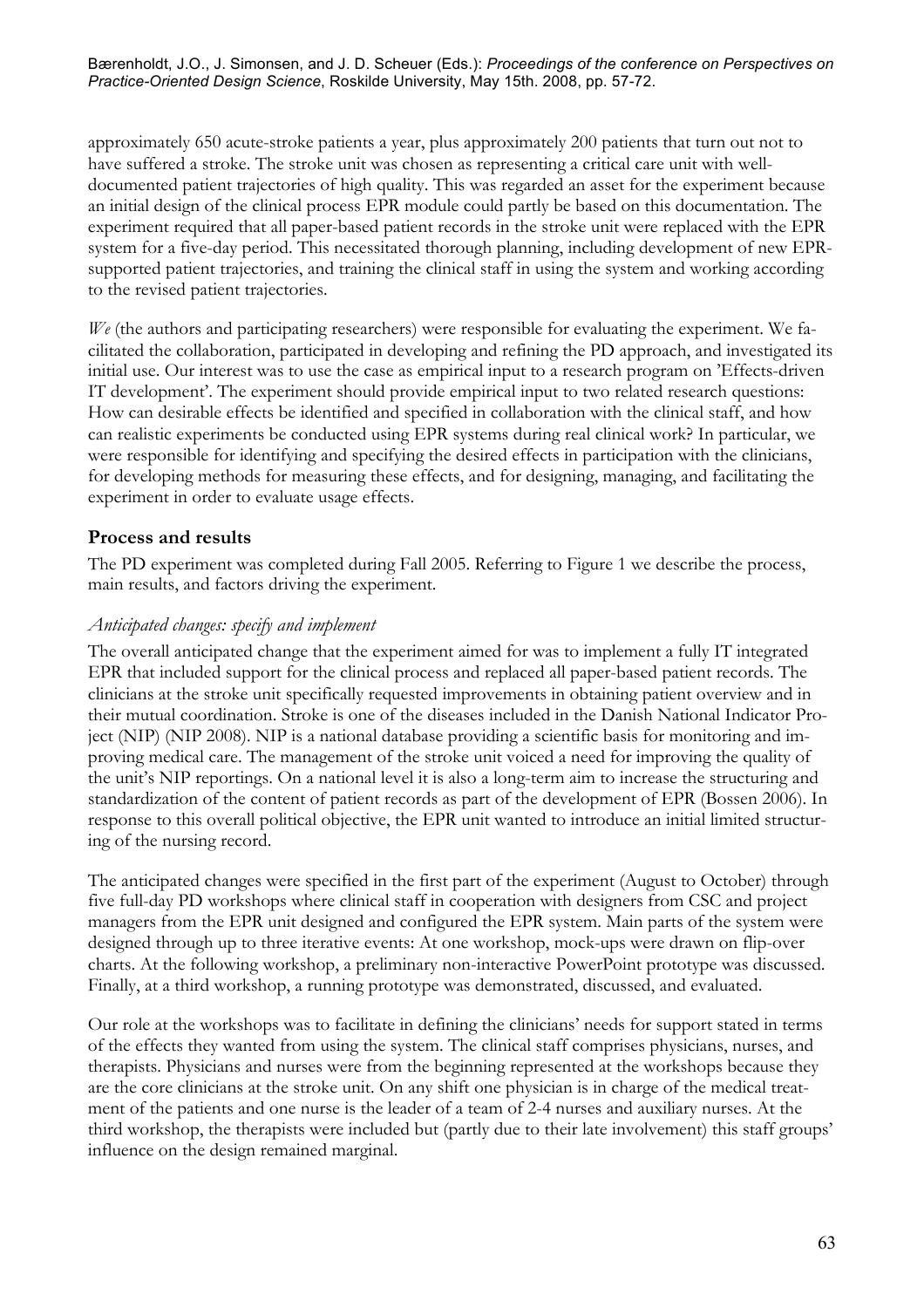approximately 650 acute-stroke patients a year, plus approximately 200 patients that turn out not to have suffered a stroke. The stroke unit was chosen as representing a critical care unit with well-documented patient trajectories of high quality. This was regarded an asset for the experiment because an initial design of the clinical process EPR module could partly be based on this documentation. The experiment required that all paper-based patient records in the stroke unit were replaced with the EPR system for a five-day period. This necessitated thorough planning, including development of new EPR-supported patient trajectories, and training the clinical staff in using the system and working according to the revised patient trajectories.

*We* (the authors and participating researchers) were responsible for evaluating the experiment. We facilitated the collaboration, participated in developing and refining the PD approach, and investigated its initial use. Our interest was to use the case as empirical input to a research program on 'Effects-driven IT development'. The experiment should provide empirical input to two related research questions: How can desirable effects be identified and specified in collaboration with the clinical staff, and how can realistic experiments be conducted using EPR systems during real clinical work? In particular, we were responsible for identifying and specifying the desired effects in participation with the clinicians, for developing methods for measuring these effects, and for designing, managing, and facilitating the experiment in order to evaluate usage effects.

## Process and results

The PD experiment was completed during Fall 2005. Referring to Figure 1 we describe the process, main results, and factors driving the experiment.

### *Anticipated changes: specify and implement*

The overall anticipated change that the experiment aimed for was to implement a fully IT integrated EPR that included support for the clinical process and replaced all paper-based patient records. The clinicians at the stroke unit specifically requested improvements in obtaining patient overview and in their mutual coordination. Stroke is one of the diseases included in the Danish National Indicator Project (NIP) (NIP 2008). NIP is a national database providing a scientific basis for monitoring and improving medical care. The management of the stroke unit voiced a need for improving the quality of the unit's NIP reportings. On a national level it is also a long-term aim to increase the structuring and standardization of the content of patient records as part of the development of EPR (Bossen 2006). In response to this overall political objective, the EPR unit wanted to introduce an initial limited structuring of the nursing record.

The anticipated changes were specified in the first part of the experiment (August to October) through five full-day PD workshops where clinical staff in cooperation with designers from CSC and project managers from the EPR unit designed and configured the EPR system. Main parts of the system were designed through up to three iterative events: At one workshop, mock-ups were drawn on flip-over charts. At the following workshop, a preliminary non-interactive PowerPoint prototype was discussed. Finally, at a third workshop, a running prototype was demonstrated, discussed, and evaluated.

Our role at the workshops was to facilitate in defining the clinicians' needs for support stated in terms of the effects they wanted from using the system. The clinical staff comprises physicians, nurses, and therapists. Physicians and nurses were from the beginning represented at the workshops because they are the core clinicians at the stroke unit. On any shift one physician is in charge of the medical treatment of the patients and one nurse is the leader of a team of 2-4 nurses and auxiliary nurses. At the third workshop, the therapists were included but (partly due to their late involvement) this staff groups' influence on the design remained marginal.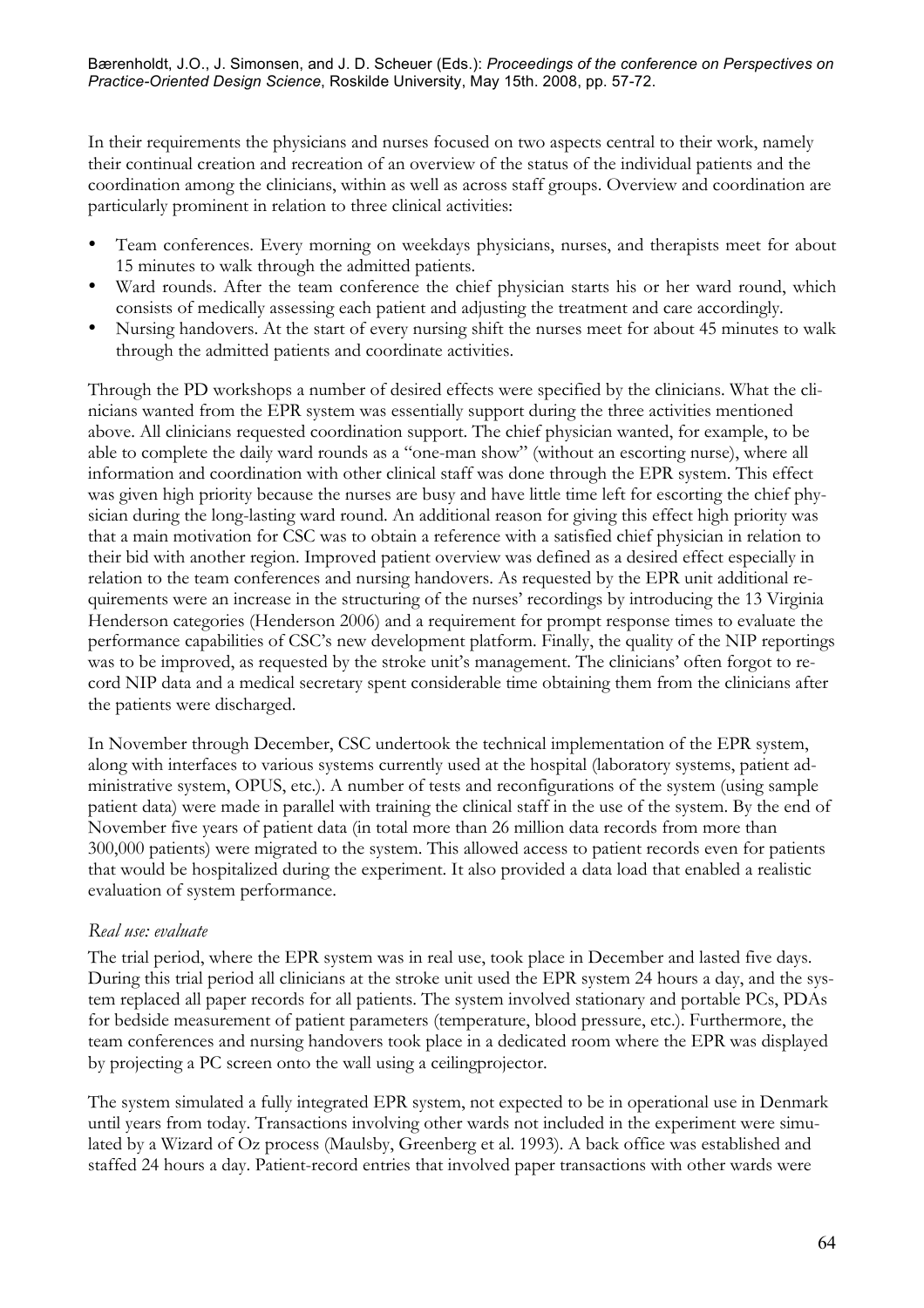In their requirements the physicians and nurses focused on two aspects central to their work, namely their continual creation and recreation of an overview of the status of the individual patients and the coordination among the clinicians, within as well as across staff groups. Overview and coordination are particularly prominent in relation to three clinical activities:

- Team conferences. Every morning on weekdays physicians, nurses, and therapists meet for about 15 minutes to walk through the admitted patients.
- Ward rounds. After the team conference the chief physician starts his or her ward round, which consists of medically assessing each patient and adjusting the treatment and care accordingly.
- Nursing handovers. At the start of every nursing shift the nurses meet for about 45 minutes to walk through the admitted patients and coordinate activities.

Through the PD workshops a number of desired effects were specified by the clinicians. What the clinicians wanted from the EPR system was essentially support during the three activities mentioned above. All clinicians requested coordination support. The chief physician wanted, for example, to be able to complete the daily ward rounds as a "one-man show" (without an escorting nurse), where all information and coordination with other clinical staff was done through the EPR system. This effect was given high priority because the nurses are busy and have little time left for escorting the chief physician during the long-lasting ward round. An additional reason for giving this effect high priority was that a main motivation for CSC was to obtain a reference with a satisfied chief physician in relation to their bid with another region. Improved patient overview was defined as a desired effect especially in relation to the team conferences and nursing handovers. As requested by the EPR unit additional requirements were an increase in the structuring of the nurses' recordings by introducing the 13 Virginia Henderson categories (Henderson 2006) and a requirement for prompt response times to evaluate the performance capabilities of CSC's new development platform. Finally, the quality of the NIP reportings was to be improved, as requested by the stroke unit's management. The clinicians' often forgot to record NIP data and a medical secretary spent considerable time obtaining them from the clinicians after the patients were discharged.

In November through December, CSC undertook the technical implementation of the EPR system, along with interfaces to various systems currently used at the hospital (laboratory systems, patient administrative system, OPUS, etc.). A number of tests and reconfigurations of the system (using sample patient data) were made in parallel with training the clinical staff in the use of the system. By the end of November five years of patient data (in total more than 26 million data records from more than 300,000 patients) were migrated to the system. This allowed access to patient records even for patients that would be hospitalized during the experiment. It also provided a data load that enabled a realistic evaluation of system performance.

### *Real use: evaluate*

The trial period, where the EPR system was in real use, took place in December and lasted five days. During this trial period all clinicians at the stroke unit used the EPR system 24 hours a day, and the system replaced all paper records for all patients. The system involved stationary and portable PCs, PDAs for bedside measurement of patient parameters (temperature, blood pressure, etc.). Furthermore, the team conferences and nursing handovers took place in a dedicated room where the EPR was displayed by projecting a PC screen onto the wall using a ceilingprojector.

The system simulated a fully integrated EPR system, not expected to be in operational use in Denmark until years from today. Transactions involving other wards not included in the experiment were simulated by a Wizard of Oz process (Maulsby, Greenberg et al. 1993). A back office was established and staffed 24 hours a day. Patient-record entries that involved paper transactions with other wards were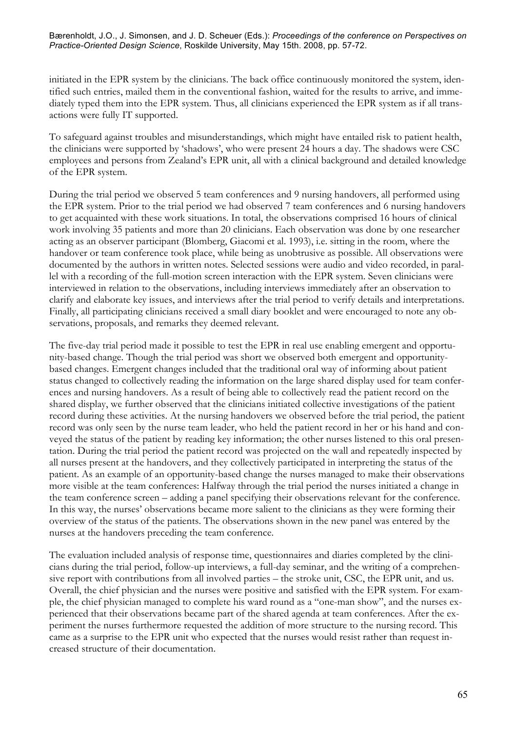initiated in the EPR system by the clinicians. The back office continuously monitored the system, identified such entries, mailed them in the conventional fashion, waited for the results to arrive, and immediately typed them into the EPR system. Thus, all clinicians experienced the EPR system as if all transactions were fully IT supported.

To safeguard against troubles and misunderstandings, which might have entailed risk to patient health, the clinicians were supported by 'shadows', who were present 24 hours a day. The shadows were CSC employees and persons from Zealand's EPR unit, all with a clinical background and detailed knowledge of the EPR system.

During the trial period we observed 5 team conferences and 9 nursing handovers, all performed using the EPR system. Prior to the trial period we had observed 7 team conferences and 6 nursing handovers to get acquainted with these work situations. In total, the observations comprised 16 hours of clinical work involving 35 patients and more than 20 clinicians. Each observation was done by one researcher acting as an observer participant (Blomberg, Giacomi et al. 1993), i.e. sitting in the room, where the handover or team conference took place, while being as unobtrusive as possible. All observations were documented by the authors in written notes. Selected sessions were audio and video recorded, in parallel with a recording of the full-motion screen interaction with the EPR system. Seven clinicians were interviewed in relation to the observations, including interviews immediately after an observation to clarify and elaborate key issues, and interviews after the trial period to verify details and interpretations. Finally, all participating clinicians received a small diary booklet and were encouraged to note any observations, proposals, and remarks they deemed relevant.

The five-day trial period made it possible to test the EPR in real use enabling emergent and opportunity-based change. Though the trial period was short we observed both emergent and opportunity-based changes. Emergent changes included that the traditional oral way of informing about patient status changed to collectively reading the information on the large shared display used for team conferences and nursing handovers. As a result of being able to collectively read the patient record on the shared display, we further observed that the clinicians initiated collective investigations of the patient record during these activities. At the nursing handovers we observed before the trial period, the patient record was only seen by the nurse team leader, who held the patient record in her or his hand and conveyed the status of the patient by reading key information; the other nurses listened to this oral presentation. During the trial period the patient record was projected on the wall and repeatedly inspected by all nurses present at the handovers, and they collectively participated in interpreting the status of the patient. As an example of an opportunity-based change the nurses managed to make their observations more visible at the team conferences: Halfway through the trial period the nurses initiated a change in the team conference screen – adding a panel specifying their observations relevant for the conference. In this way, the nurses' observations became more salient to the clinicians as they were forming their overview of the status of the patients. The observations shown in the new panel was entered by the nurses at the handovers preceding the team conference.

The evaluation included analysis of response time, questionnaires and diaries completed by the clinicians during the trial period, follow-up interviews, a full-day seminar, and the writing of a comprehensive report with contributions from all involved parties – the stroke unit, CSC, the EPR unit, and us. Overall, the chief physician and the nurses were positive and satisfied with the EPR system. For example, the chief physician managed to complete his ward round as a "one-man show", and the nurses experienced that their observations became part of the shared agenda at team conferences. After the experiment the nurses furthermore requested the addition of more structure to the nursing record. This came as a surprise to the EPR unit who expected that the nurses would resist rather than request increased structure of their documentation.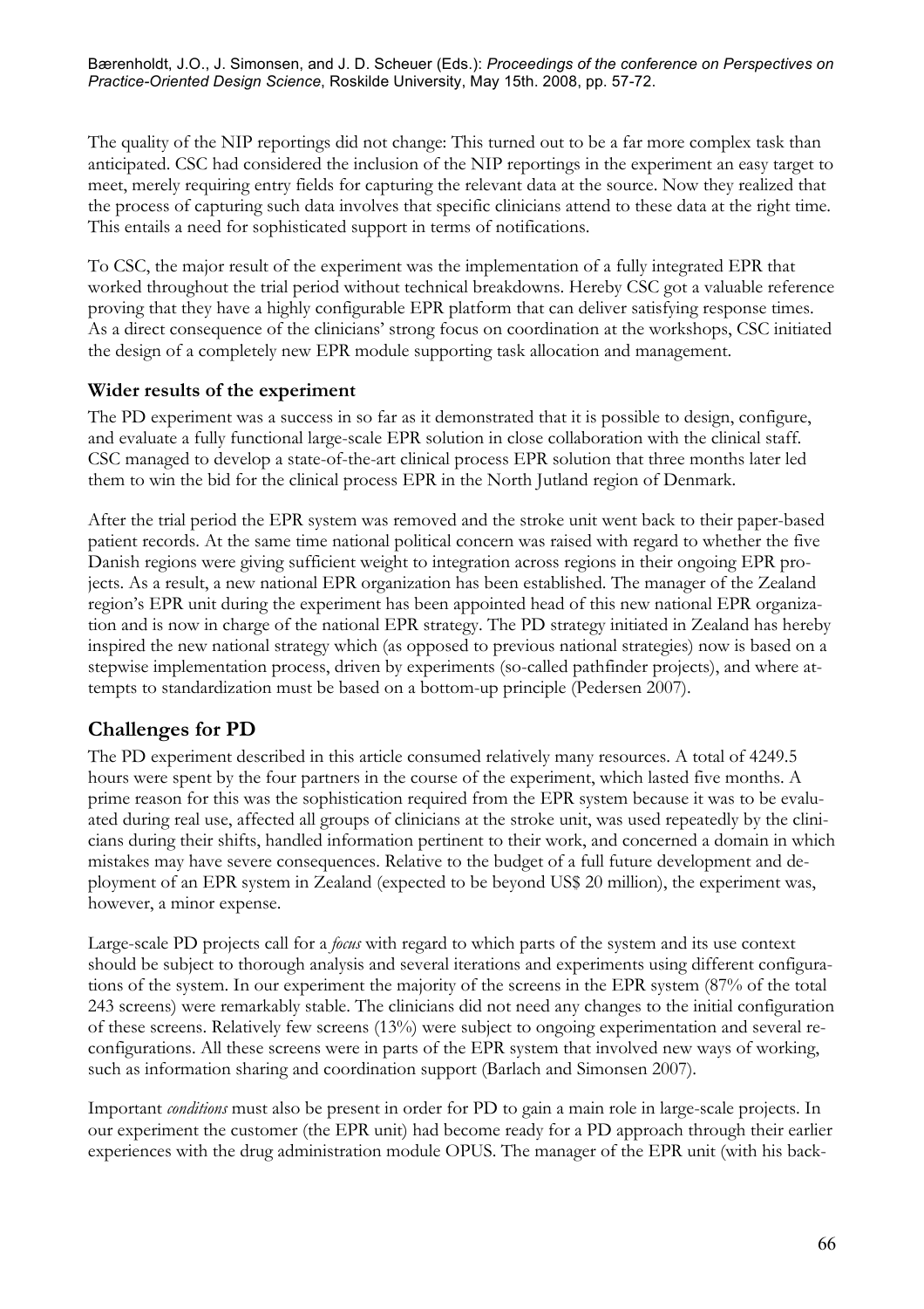The quality of the NIP reportings did not change: This turned out to be a far more complex task than anticipated. CSC had considered the inclusion of the NIP reportings in the experiment an easy target to meet, merely requiring entry fields for capturing the relevant data at the source. Now they realized that the process of capturing such data involves that specific clinicians attend to these data at the right time. This entails a need for sophisticated support in terms of notifications.

To CSC, the major result of the experiment was the implementation of a fully integrated EPR that worked throughout the trial period without technical breakdowns. Hereby CSC got a valuable reference proving that they have a highly configurable EPR platform that can deliver satisfying response times. As a direct consequence of the clinicians' strong focus on coordination at the workshops, CSC initiated the design of a completely new EPR module supporting task allocation and management.

### Wider results of the experiment

The PD experiment was a success in so far as it demonstrated that it is possible to design, configure, and evaluate a fully functional large-scale EPR solution in close collaboration with the clinical staff. CSC managed to develop a state-of-the-art clinical process EPR solution that three months later led them to win the bid for the clinical process EPR in the North Jutland region of Denmark.

After the trial period the EPR system was removed and the stroke unit went back to their paper-based patient records. At the same time national political concern was raised with regard to whether the five Danish regions were giving sufficient weight to integration across regions in their ongoing EPR projects. As a result, a new national EPR organization has been established. The manager of the Zealand region's EPR unit during the experiment has been appointed head of this new national EPR organization and is now in charge of the national EPR strategy. The PD strategy initiated in Zealand has hereby inspired the new national strategy which (as opposed to previous national strategies) now is based on a stepwise implementation process, driven by experiments (so-called pathfinder projects), and where attempts to standardization must be based on a bottom-up principle (Pedersen 2007).

## Challenges for PD

The PD experiment described in this article consumed relatively many resources. A total of 4249.5 hours were spent by the four partners in the course of the experiment, which lasted five months. A prime reason for this was the sophistication required from the EPR system because it was to be evaluated during real use, affected all groups of clinicians at the stroke unit, was used repeatedly by the clinicians during their shifts, handled information pertinent to their work, and concerned a domain in which mistakes may have severe consequences. Relative to the budget of a full future development and deployment of an EPR system in Zealand (expected to be beyond US$ 20 million), the experiment was, however, a minor expense.

Large-scale PD projects call for a *focus* with regard to which parts of the system and its use context should be subject to thorough analysis and several iterations and experiments using different configurations of the system. In our experiment the majority of the screens in the EPR system (87% of the total 243 screens) were remarkably stable. The clinicians did not need any changes to the initial configuration of these screens. Relatively few screens (13%) were subject to ongoing experimentation and several reconfigurations. All these screens were in parts of the EPR system that involved new ways of working, such as information sharing and coordination support (Barlach and Simonsen 2007).

Important *conditions* must also be present in order for PD to gain a main role in large-scale projects. In our experiment the customer (the EPR unit) had become ready for a PD approach through their earlier experiences with the drug administration module OPUS. The manager of the EPR unit (with his back-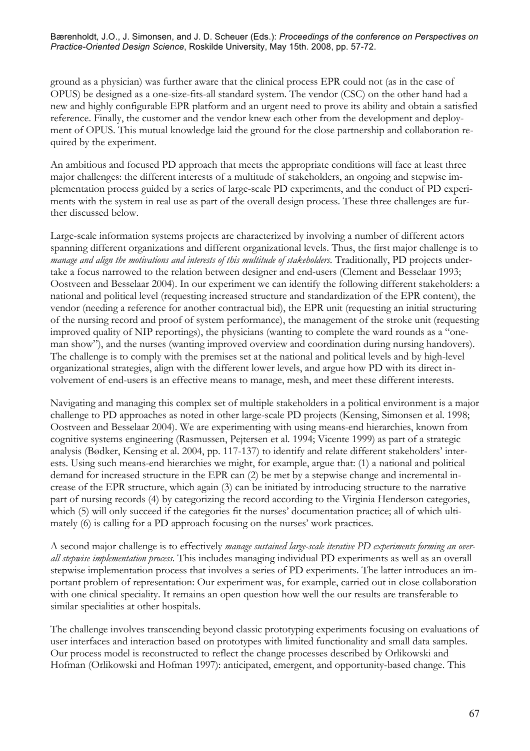ground as a physician) was further aware that the clinical process EPR could not (as in the case of OPUS) be designed as a one-size-fits-all standard system. The vendor (CSC) on the other hand had a new and highly configurable EPR platform and an urgent need to prove its ability and obtain a satisfied reference. Finally, the customer and the vendor knew each other from the development and deployment of OPUS. This mutual knowledge laid the ground for the close partnership and collaboration required by the experiment.

An ambitious and focused PD approach that meets the appropriate conditions will face at least three major challenges: the different interests of a multitude of stakeholders, an ongoing and stepwise implementation process guided by a series of large-scale PD experiments, and the conduct of PD experiments with the system in real use as part of the overall design process. These three challenges are further discussed below.

Large-scale information systems projects are characterized by involving a number of different actors spanning different organizations and different organizational levels. Thus, the first major challenge is to *manage and align the motivations and interests of this multitude of stakeholders*. Traditionally, PD projects undertake a focus narrowed to the relation between designer and end-users (Clement and Besselaar 1993; Oostveen and Besselaar 2004). In our experiment we can identify the following different stakeholders: a national and political level (requesting increased structure and standardization of the EPR content), the vendor (needing a reference for another contractual bid), the EPR unit (requesting an initial structuring of the nursing record and proof of system performance), the management of the stroke unit (requesting improved quality of NIP reportings), the physicians (wanting to complete the ward rounds as a "one-man show"), and the nurses (wanting improved overview and coordination during nursing handovers). The challenge is to comply with the premises set at the national and political levels and by high-level organizational strategies, align with the different lower levels, and argue how PD with its direct involvement of end-users is an effective means to manage, mesh, and meet these different interests.

Navigating and managing this complex set of multiple stakeholders in a political environment is a major challenge to PD approaches as noted in other large-scale PD projects (Kensing, Simonsen et al. 1998; Oostveen and Besselaar 2004). We are experimenting with using means-end hierarchies, known from cognitive systems engineering (Rasmussen, Pejtersen et al. 1994; Vicente 1999) as part of a strategic analysis (Bødker, Kensing et al. 2004, pp. 117-137) to identify and relate different stakeholders' interests. Using such means-end hierarchies we might, for example, argue that: (1) a national and political demand for increased structure in the EPR can (2) be met by a stepwise change and incremental increase of the EPR structure, which again (3) can be initiated by introducing structure to the narrative part of nursing records (4) by categorizing the record according to the Virginia Henderson categories, which (5) will only succeed if the categories fit the nurses' documentation practice; all of which ultimately (6) is calling for a PD approach focusing on the nurses' work practices.

A second major challenge is to effectively *manage sustained large-scale iterative PD experiments forming an overall stepwise implementation process*. This includes managing individual PD experiments as well as an overall stepwise implementation process that involves a series of PD experiments. The latter introduces an important problem of representation: Our experiment was, for example, carried out in close collaboration with one clinical speciality. It remains an open question how well the our results are transferable to similar specialities at other hospitals.

The challenge involves transcending beyond classic prototyping experiments focusing on evaluations of user interfaces and interaction based on prototypes with limited functionality and small data samples. Our process model is reconstructed to reflect the change processes described by Orlikowski and Hofman (Orlikowski and Hofman 1997): anticipated, emergent, and opportunity-based change. This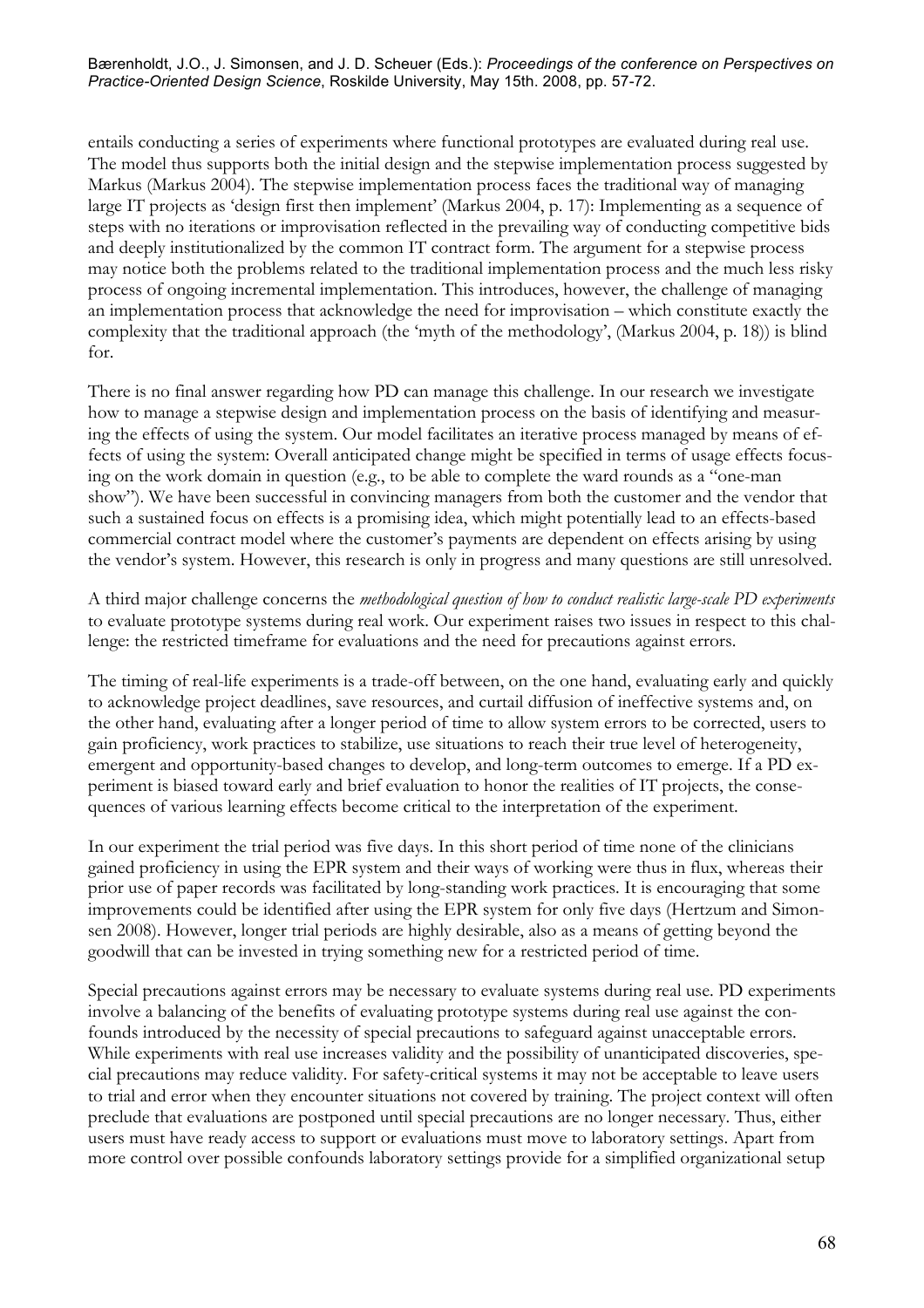entails conducting a series of experiments where functional prototypes are evaluated during real use. The model thus supports both the initial design and the stepwise implementation process suggested by Markus (Markus 2004). The stepwise implementation process faces the traditional way of managing large IT projects as 'design first then implement' (Markus 2004, p. 17): Implementing as a sequence of steps with no iterations or improvisation reflected in the prevailing way of conducting competitive bids and deeply institutionalized by the common IT contract form. The argument for a stepwise process may notice both the problems related to the traditional implementation process and the much less risky process of ongoing incremental implementation. This introduces, however, the challenge of managing an implementation process that acknowledge the need for improvisation – which constitute exactly the complexity that the traditional approach (the 'myth of the methodology', (Markus 2004, p. 18)) is blind for.

There is no final answer regarding how PD can manage this challenge. In our research we investigate how to manage a stepwise design and implementation process on the basis of identifying and measuring the effects of using the system. Our model facilitates an iterative process managed by means of effects of using the system: Overall anticipated change might be specified in terms of usage effects focusing on the work domain in question (e.g., to be able to complete the ward rounds as a "one-man show"). We have been successful in convincing managers from both the customer and the vendor that such a sustained focus on effects is a promising idea, which might potentially lead to an effects-based commercial contract model where the customer's payments are dependent on effects arising by using the vendor's system. However, this research is only in progress and many questions are still unresolved.

A third major challenge concerns the *methodological question of how to conduct realistic large-scale PD experiments* to evaluate prototype systems during real work. Our experiment raises two issues in respect to this challenge: the restricted timeframe for evaluations and the need for precautions against errors.

The timing of real-life experiments is a trade-off between, on the one hand, evaluating early and quickly to acknowledge project deadlines, save resources, and curtail diffusion of ineffective systems and, on the other hand, evaluating after a longer period of time to allow system errors to be corrected, users to gain proficiency, work practices to stabilize, use situations to reach their true level of heterogeneity, emergent and opportunity-based changes to develop, and long-term outcomes to emerge. If a PD experiment is biased toward early and brief evaluation to honor the realities of IT projects, the consequences of various learning effects become critical to the interpretation of the experiment.

In our experiment the trial period was five days. In this short period of time none of the clinicians gained proficiency in using the EPR system and their ways of working were thus in flux, whereas their prior use of paper records was facilitated by long-standing work practices. It is encouraging that some improvements could be identified after using the EPR system for only five days (Hertzum and Simonsen 2008). However, longer trial periods are highly desirable, also as a means of getting beyond the goodwill that can be invested in trying something new for a restricted period of time.

Special precautions against errors may be necessary to evaluate systems during real use. PD experiments involve a balancing of the benefits of evaluating prototype systems during real use against the confounds introduced by the necessity of special precautions to safeguard against unacceptable errors. While experiments with real use increases validity and the possibility of unanticipated discoveries, special precautions may reduce validity. For safety-critical systems it may not be acceptable to leave users to trial and error when they encounter situations not covered by training. The project context will often preclude that evaluations are postponed until special precautions are no longer necessary. Thus, either users must have ready access to support or evaluations must move to laboratory settings. Apart from more control over possible confounds laboratory settings provide for a simplified organizational setup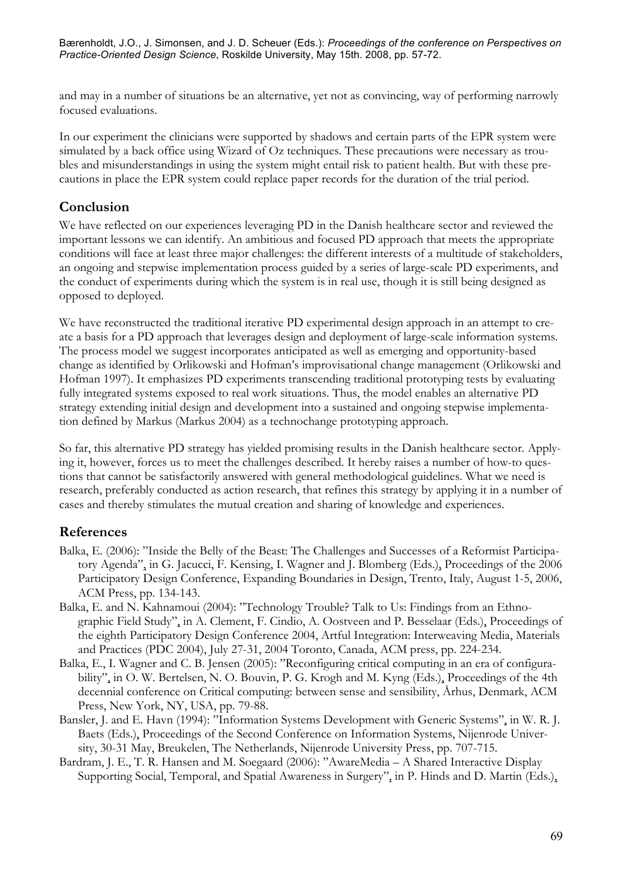and may in a number of situations be an alternative, yet not as convincing, way of performing narrowly focused evaluations.

In our experiment the clinicians were supported by shadows and certain parts of the EPR system were simulated by a back office using Wizard of Oz techniques. These precautions were necessary as troubles and misunderstandings in using the system might entail risk to patient health. But with these precautions in place the EPR system could replace paper records for the duration of the trial period.

## Conclusion

We have reflected on our experiences leveraging PD in the Danish healthcare sector and reviewed the important lessons we can identify. An ambitious and focused PD approach that meets the appropriate conditions will face at least three major challenges: the different interests of a multitude of stakeholders, an ongoing and stepwise implementation process guided by a series of large-scale PD experiments, and the conduct of experiments during which the system is in real use, though it is still being designed as opposed to deployed.

We have reconstructed the traditional iterative PD experimental design approach in an attempt to create a basis for a PD approach that leverages design and deployment of large-scale information systems. The process model we suggest incorporates anticipated as well as emerging and opportunity-based change as identified by Orlikowski and Hofman's improvisational change management (Orlikowski and Hofman 1997). It emphasizes PD experiments transcending traditional prototyping tests by evaluating fully integrated systems exposed to real work situations. Thus, the model enables an alternative PD strategy extending initial design and development into a sustained and ongoing stepwise implementation defined by Markus (Markus 2004) as a technochange prototyping approach.

So far, this alternative PD strategy has yielded promising results in the Danish healthcare sector. Applying it, however, forces us to meet the challenges described. It hereby raises a number of how-to questions that cannot be satisfactorily answered with general methodological guidelines. What we need is research, preferably conducted as action research, that refines this strategy by applying it in a number of cases and thereby stimulates the mutual creation and sharing of knowledge and experiences.

## References

Balka, E. (2006): "Inside the Belly of the Beast: The Challenges and Successes of a Reformist Participatory Agenda", in G. Jacucci, F. Kensing, I. Wagner and J. Blomberg (Eds.), Proceedings of the 2006 Participatory Design Conference, Expanding Boundaries in Design, Trento, Italy, August 1-5, 2006, ACM Press, pp. 134-143.

Balka, E. and N. Kahnamoui (2004): "Technology Trouble? Talk to Us: Findings from an Ethnographic Field Study", in A. Clement, F. Cindio, A. Oostveen and P. Besselaar (Eds.), Proceedings of the eighth Participatory Design Conference 2004, Artful Integration: Interweaving Media, Materials and Practices (PDC 2004), July 27-31, 2004 Toronto, Canada, ACM press, pp. 224-234.

Balka, E., I. Wagner and C. B. Jensen (2005): "Reconfiguring critical computing in an era of configurability", in O. W. Bertelsen, N. O. Bouvin, P. G. Krogh and M. Kyng (Eds.), Proceedings of the 4th decennial conference on Critical computing: between sense and sensibility, Århus, Denmark, ACM Press, New York, NY, USA, pp. 79-88.

Bansler, J. and E. Havn (1994): "Information Systems Development with Generic Systems", in W. R. J. Baets (Eds.), Proceedings of the Second Conference on Information Systems, Nijenrode University, 30-31 May, Breukelen, The Netherlands, Nijenrode University Press, pp. 707-715.

Bardram, J. E., T. R. Hansen and M. Soegaard (2006): "AwareMedia – A Shared Interactive Display Supporting Social, Temporal, and Spatial Awareness in Surgery", in P. Hinds and D. Martin (Eds.),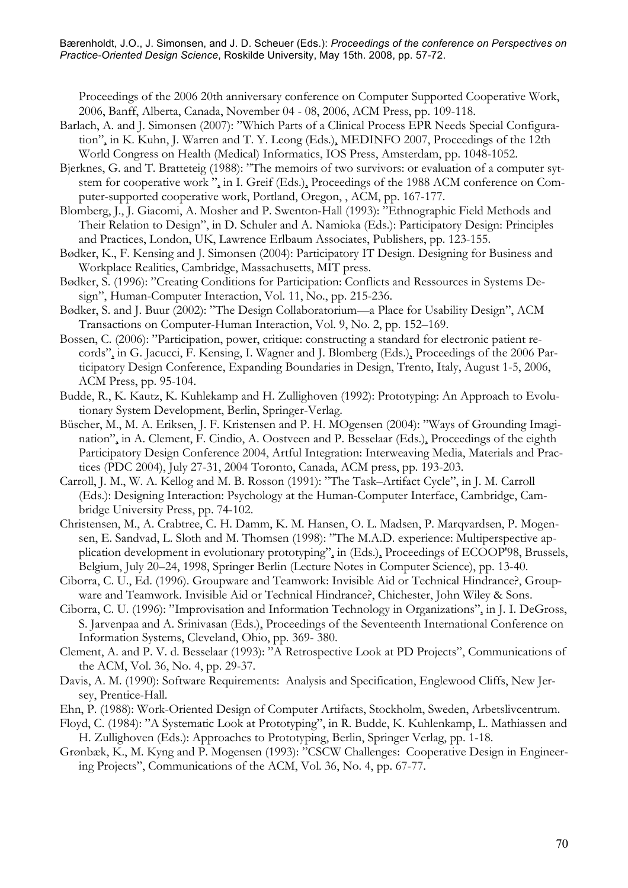Proceedings of the 2006 20th anniversary conference on Computer Supported Cooperative Work, 2006, Banff, Alberta, Canada, November 04 - 08, 2006, ACM Press, pp. 109-118.

Barlach, A. and J. Simonsen (2007): "Which Parts of a Clinical Process EPR Needs Special Configuration", in K. Kuhn, J. Warren and T. Y. Leong (Eds.), MEDINFO 2007, Proceedings of the 12th World Congress on Health (Medical) Informatics, IOS Press, Amsterdam, pp. 1048-1052.

Bjerknes, G. and T. Bratteteig (1988): "The memoirs of two survivors: or evaluation of a computer sytstem for cooperative work ", in I. Greif (Eds.), Proceedings of the 1988 ACM conference on Computer-supported cooperative work, Portland, Oregon, , ACM, pp. 167-177.

Blomberg, J., J. Giacomi, A. Mosher and P. Swenton-Hall (1993): "Ethnographic Field Methods and Their Relation to Design", in D. Schuler and A. Namioka (Eds.): Participatory Design: Principles and Practices, London, UK, Lawrence Erlbaum Associates, Publishers, pp. 123-155.

Bødker, K., F. Kensing and J. Simonsen (2004): Participatory IT Design. Designing for Business and Workplace Realities, Cambridge, Massachusetts, MIT press.

Bødker, S. (1996): "Creating Conditions for Participation: Conflicts and Ressources in Systems Design", Human-Computer Interaction, Vol. 11, No., pp. 215-236.

Bødker, S. and J. Buur (2002): "The Design Collaboratorium—a Place for Usability Design", ACM Transactions on Computer-Human Interaction, Vol. 9, No. 2, pp. 152–169.

Bossen, C. (2006): "Participation, power, critique: constructing a standard for electronic patient records", in G. Jacucci, F. Kensing, I. Wagner and J. Blomberg (Eds.), Proceedings of the 2006 Participatory Design Conference, Expanding Boundaries in Design, Trento, Italy, August 1-5, 2006, ACM Press, pp. 95-104.

Budde, R., K. Kautz, K. Kuhlekamp and H. Zullighoven (1992): Prototyping: An Approach to Evolutionary System Development, Berlin, Springer-Verlag.

Büscher, M., M. A. Eriksen, J. F. Kristensen and P. H. MOgensen (2004): "Ways of Grounding Imagination", in A. Clement, F. Cindio, A. Oostveen and P. Besselaar (Eds.), Proceedings of the eighth Participatory Design Conference 2004, Artful Integration: Interweaving Media, Materials and Practices (PDC 2004), July 27-31, 2004 Toronto, Canada, ACM press, pp. 193-203.

Carroll, J. M., W. A. Kellog and M. B. Rosson (1991): "The Task–Artifact Cycle", in J. M. Carroll (Eds.): Designing Interaction: Psychology at the Human-Computer Interface, Cambridge, Cambridge University Press, pp. 74-102.

Christensen, M., A. Crabtree, C. H. Damm, K. M. Hansen, O. L. Madsen, P. Marqvardsen, P. Mogensen, E. Sandvad, L. Sloth and M. Thomsen (1998): "The M.A.D. experience: Multiperspective application development in evolutionary prototyping", in (Eds.), Proceedings of ECOOP'98, Brussels, Belgium, July 20–24, 1998, Springer Berlin (Lecture Notes in Computer Science), pp. 13-40.

Ciborra, C. U., Ed. (1996). Groupware and Teamwork: Invisible Aid or Technical Hindrance?, Groupware and Teamwork. Invisible Aid or Technical Hindrance?, Chichester, John Wiley & Sons.

Ciborra, C. U. (1996): "Improvisation and Information Technology in Organizations", in J. I. DeGross, S. Jarvenpaa and A. Srinivasan (Eds.), Proceedings of the Seventeenth International Conference on Information Systems, Cleveland, Ohio, pp. 369- 380.

Clement, A. and P. V. d. Besselaar (1993): "A Retrospective Look at PD Projects", Communications of the ACM, Vol. 36, No. 4, pp. 29-37.

Davis, A. M. (1990): Software Requirements: Analysis and Specification, Englewood Cliffs, New Jersey, Prentice-Hall.

Ehn, P. (1988): Work-Oriented Design of Computer Artifacts, Stockholm, Sweden, Arbetslivcentrum.

Floyd, C. (1984): "A Systematic Look at Prototyping", in R. Budde, K. Kuhlenkamp, L. Mathiassen and H. Zullighoven (Eds.): Approaches to Prototyping, Berlin, Springer Verlag, pp. 1-18.

Grønbæk, K., M. Kyng and P. Mogensen (1993): "CSCW Challenges: Cooperative Design in Engineering Projects", Communications of the ACM, Vol. 36, No. 4, pp. 67-77.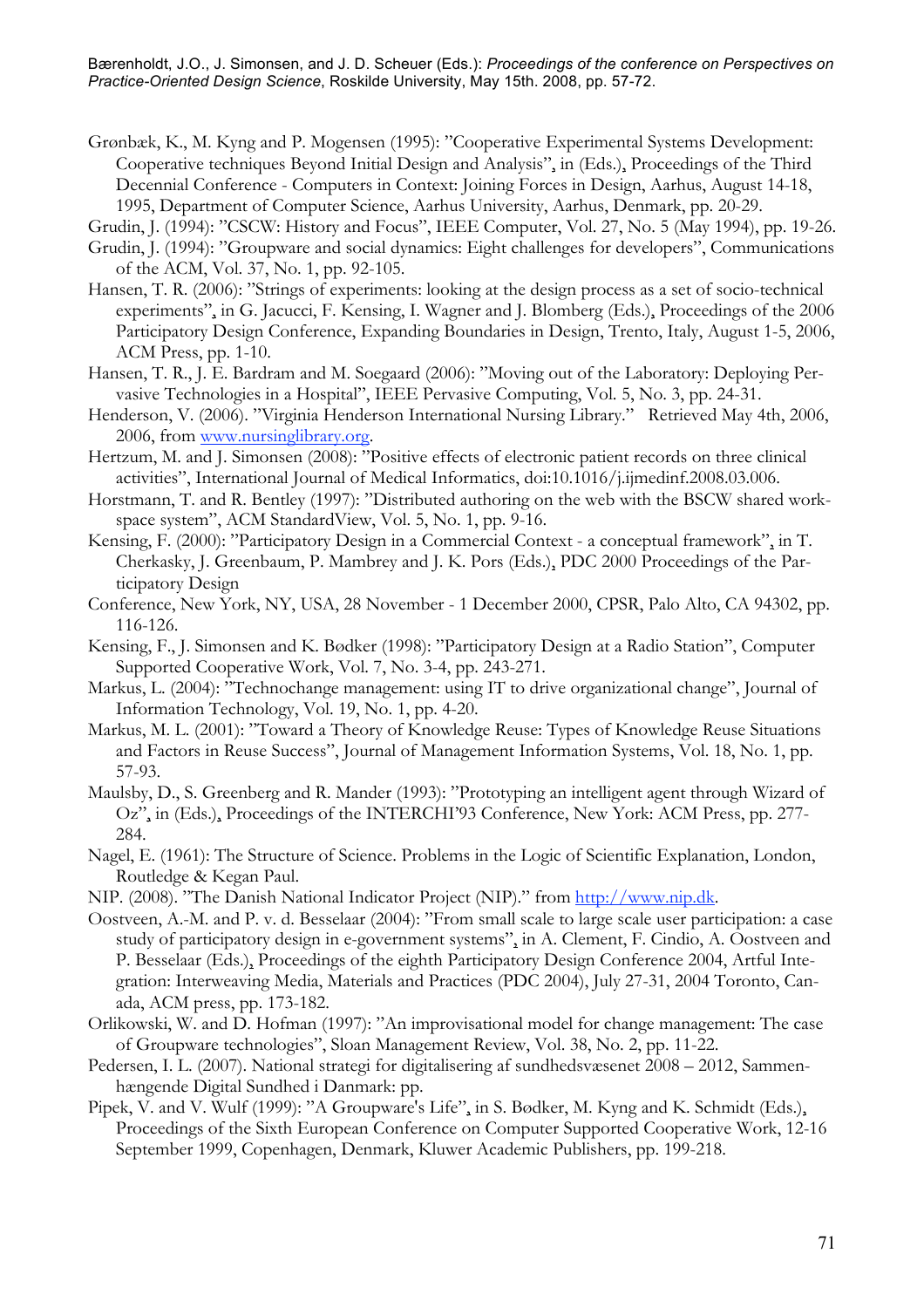Grønbæk, K., M. Kyng and P. Mogensen (1995): "Cooperative Experimental Systems Development: Cooperative techniques Beyond Initial Design and Analysis", in (Eds.), Proceedings of the Third Decennial Conference - Computers in Context: Joining Forces in Design, Aarhus, August 14-18, 1995, Department of Computer Science, Aarhus University, Aarhus, Denmark, pp. 20-29.

Grudin, J. (1994): "CSCW: History and Focus", IEEE Computer, Vol. 27, No. 5 (May 1994), pp. 19-26.

Grudin, J. (1994): "Groupware and social dynamics: Eight challenges for developers", Communications of the ACM, Vol. 37, No. 1, pp. 92-105.

Hansen, T. R. (2006): "Strings of experiments: looking at the design process as a set of socio-technical experiments", in G. Jacucci, F. Kensing, I. Wagner and J. Blomberg (Eds.), Proceedings of the 2006 Participatory Design Conference, Expanding Boundaries in Design, Trento, Italy, August 1-5, 2006, ACM Press, pp. 1-10.

Hansen, T. R., J. E. Bardram and M. Soegaard (2006): "Moving out of the Laboratory: Deploying Pervasive Technologies in a Hospital", IEEE Pervasive Computing, Vol. 5, No. 3, pp. 24-31.

Henderson, V. (2006). "Virginia Henderson International Nursing Library." Retrieved May 4th, 2006, 2006, from www.nursinglibrary.org.

Hertzum, M. and J. Simonsen (2008): "Positive effects of electronic patient records on three clinical activities", International Journal of Medical Informatics, doi:10.1016/j.ijmedinf.2008.03.006.

Horstmann, T. and R. Bentley (1997): "Distributed authoring on the web with the BSCW shared workspace system", ACM StandardView, Vol. 5, No. 1, pp. 9-16.

Kensing, F. (2000): "Participatory Design in a Commercial Context - a conceptual framework", in T. Cherkasky, J. Greenbaum, P. Mambrey and J. K. Pors (Eds.), PDC 2000 Proceedings of the Participatory Design
Conference, New York, NY, USA, 28 November - 1 December 2000, CPSR, Palo Alto, CA 94302, pp. 116-126.

Kensing, F., J. Simonsen and K. Bødker (1998): "Participatory Design at a Radio Station", Computer Supported Cooperative Work, Vol. 7, No. 3-4, pp. 243-271.

Markus, L. (2004): "Technochange management: using IT to drive organizational change", Journal of Information Technology, Vol. 19, No. 1, pp. 4-20.

Markus, M. L. (2001): "Toward a Theory of Knowledge Reuse: Types of Knowledge Reuse Situations and Factors in Reuse Success", Journal of Management Information Systems, Vol. 18, No. 1, pp. 57-93.

Maulsby, D., S. Greenberg and R. Mander (1993): "Prototyping an intelligent agent through Wizard of Oz", in (Eds.), Proceedings of the INTERCHI'93 Conference, New York: ACM Press, pp. 277-284.

Nagel, E. (1961): The Structure of Science. Problems in the Logic of Scientific Explanation, London, Routledge & Kegan Paul.

NIP. (2008). "The Danish National Indicator Project (NIP)." from http://www.nip.dk.

Oostveen, A.-M. and P. v. d. Besselaar (2004): "From small scale to large scale user participation: a case study of participatory design in e-government systems", in A. Clement, F. Cindio, A. Oostveen and P. Besselaar (Eds.), Proceedings of the eighth Participatory Design Conference 2004, Artful Integration: Interweaving Media, Materials and Practices (PDC 2004), July 27-31, 2004 Toronto, Canada, ACM press, pp. 173-182.

Orlikowski, W. and D. Hofman (1997): "An improvisational model for change management: The case of Groupware technologies", Sloan Management Review, Vol. 38, No. 2, pp. 11-22.

Pedersen, I. L. (2007). National strategi for digitalisering af sundhedsvæsenet 2008 – 2012, Sammenhængende Digital Sundhed i Danmark: pp.

Pipek, V. and V. Wulf (1999): "A Groupware's Life", in S. Bødker, M. Kyng and K. Schmidt (Eds.), Proceedings of the Sixth European Conference on Computer Supported Cooperative Work, 12-16 September 1999, Copenhagen, Denmark, Kluwer Academic Publishers, pp. 199-218.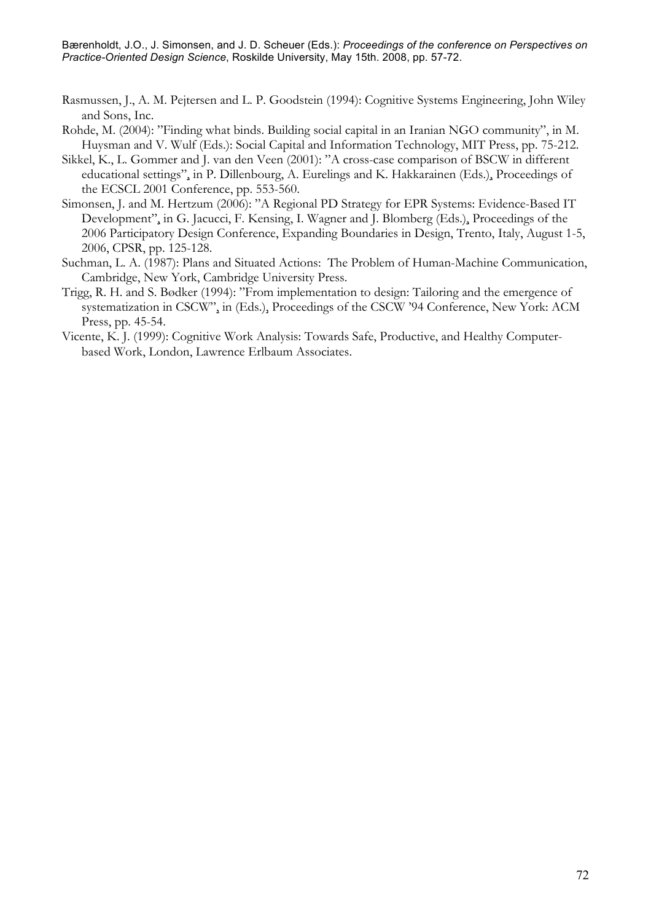Rasmussen, J., A. M. Pejtersen and L. P. Goodstein (1994): Cognitive Systems Engineering, John Wiley and Sons, Inc.

Rohde, M. (2004): "Finding what binds. Building social capital in an Iranian NGO community", in M. Huysman and V. Wulf (Eds.): Social Capital and Information Technology, MIT Press, pp. 75-212.

Sikkel, K., L. Gommer and J. van den Veen (2001): "A cross-case comparison of BSCW in different educational settings", in P. Dillenbourg, A. Eurelings and K. Hakkarainen (Eds.), Proceedings of the ECSCL 2001 Conference, pp. 553-560.

Simonsen, J. and M. Hertzum (2006): "A Regional PD Strategy for EPR Systems: Evidence-Based IT Development", in G. Jacucci, F. Kensing, I. Wagner and J. Blomberg (Eds.), Proceedings of the 2006 Participatory Design Conference, Expanding Boundaries in Design, Trento, Italy, August 1-5, 2006, CPSR, pp. 125-128.

Suchman, L. A. (1987): Plans and Situated Actions: The Problem of Human-Machine Communication, Cambridge, New York, Cambridge University Press.

Trigg, R. H. and S. Bødker (1994): "From implementation to design: Tailoring and the emergence of systematization in CSCW", in (Eds.), Proceedings of the CSCW '94 Conference, New York: ACM Press, pp. 45-54.

Vicente, K. J. (1999): Cognitive Work Analysis: Towards Safe, Productive, and Healthy Computer-based Work, London, Lawrence Erlbaum Associates.